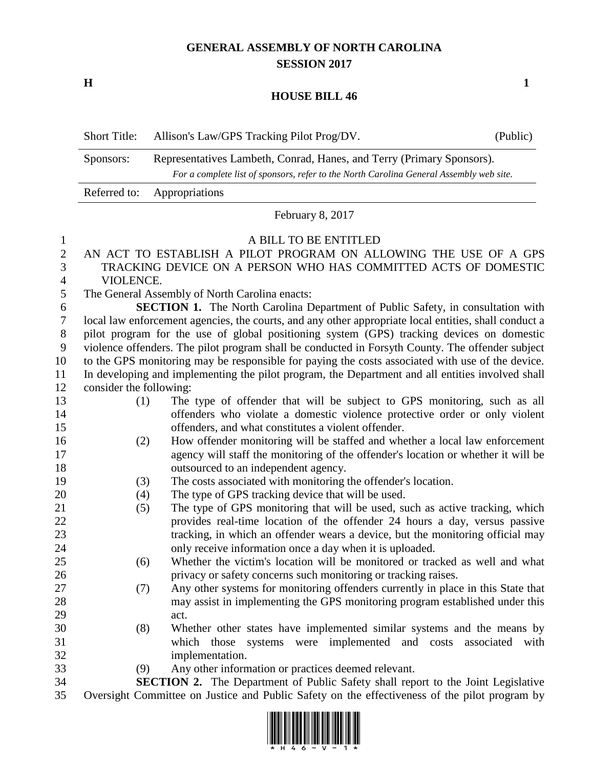# GENERAL ASSEMBLY OF NORTH CAROLINA
## SESSION 2017

**H** **1**

## HOUSE BILL 46

| | | |
|---|---|---|
| Short Title: | Allison's Law/GPS Tracking Pilot Prog/DV. | (Public) |
| Sponsors: | Representatives Lambeth, Conrad, Hanes, and Terry (Primary Sponsors). *For a complete list of sponsors, refer to the North Carolina General Assembly web site.* | |
| Referred to: | Appropriations | |

February 8, 2017

A BILL TO BE ENTITLED

AN ACT TO ESTABLISH A PILOT PROGRAM ON ALLOWING THE USE OF A GPS TRACKING DEVICE ON A PERSON WHO HAS COMMITTED ACTS OF DOMESTIC VIOLENCE.

The General Assembly of North Carolina enacts:

**SECTION 1.** The North Carolina Department of Public Safety, in consultation with local law enforcement agencies, the courts, and any other appropriate local entities, shall conduct a pilot program for the use of global positioning system (GPS) tracking devices on domestic violence offenders. The pilot program shall be conducted in Forsyth County. The offender subject to the GPS monitoring may be responsible for paying the costs associated with use of the device. In developing and implementing the pilot program, the Department and all entities involved shall consider the following:

(1) The type of offender that will be subject to GPS monitoring, such as all offenders who violate a domestic violence protective order or only violent offenders, and what constitutes a violent offender.

(2) How offender monitoring will be staffed and whether a local law enforcement agency will staff the monitoring of the offender's location or whether it will be outsourced to an independent agency.

(3) The costs associated with monitoring the offender's location.

(4) The type of GPS tracking device that will be used.

(5) The type of GPS monitoring that will be used, such as active tracking, which provides real-time location of the offender 24 hours a day, versus passive tracking, in which an offender wears a device, but the monitoring official may only receive information once a day when it is uploaded.

(6) Whether the victim's location will be monitored or tracked as well and what privacy or safety concerns such monitoring or tracking raises.

(7) Any other systems for monitoring offenders currently in place in this State that may assist in implementing the GPS monitoring program established under this act.

(8) Whether other states have implemented similar systems and the means by which those systems were implemented and costs associated with implementation.

(9) Any other information or practices deemed relevant.

**SECTION 2.** The Department of Public Safety shall report to the Joint Legislative Oversight Committee on Justice and Public Safety on the effectiveness of the pilot program by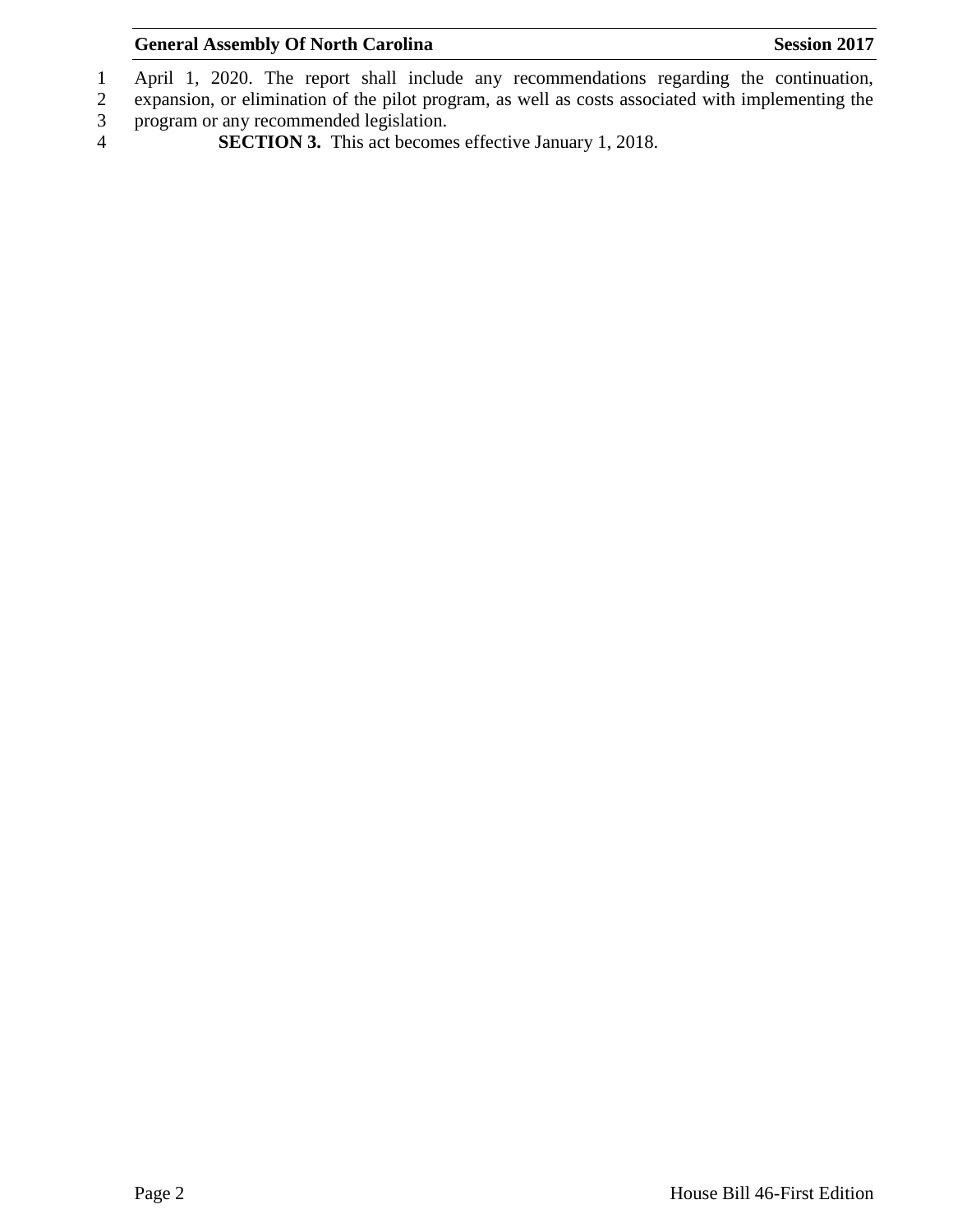April 1, 2020. The report shall include any recommendations regarding the continuation, expansion, or elimination of the pilot program, as well as costs associated with implementing the program or any recommended legislation.

**SECTION 3.** This act becomes effective January 1, 2018.